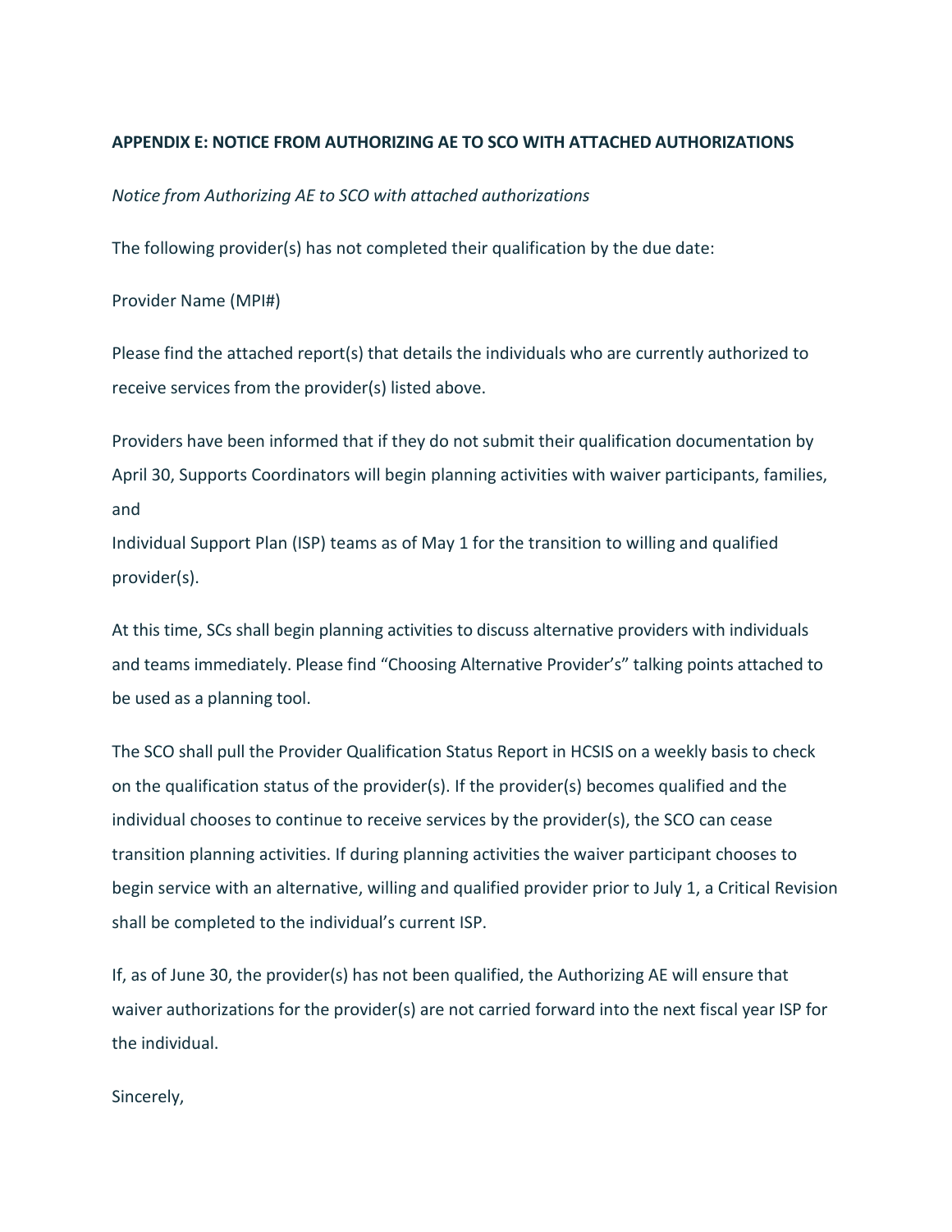**APPENDIX E: NOTICE FROM AUTHORIZING AE TO SCO WITH ATTACHED AUTHORIZATIONS**

*Notice from Authorizing AE to SCO with attached authorizations*

The following provider(s) has not completed their qualification by the due date:

Provider Name (MPI#)

Please find the attached report(s) that details the individuals who are currently authorized to receive services from the provider(s) listed above.

Providers have been informed that if they do not submit their qualification documentation by April 30, Supports Coordinators will begin planning activities with waiver participants, families, and
Individual Support Plan (ISP) teams as of May 1 for the transition to willing and qualified provider(s).

At this time, SCs shall begin planning activities to discuss alternative providers with individuals and teams immediately. Please find "Choosing Alternative Provider's" talking points attached to be used as a planning tool.

The SCO shall pull the Provider Qualification Status Report in HCSIS on a weekly basis to check on the qualification status of the provider(s). If the provider(s) becomes qualified and the individual chooses to continue to receive services by the provider(s), the SCO can cease transition planning activities. If during planning activities the waiver participant chooses to begin service with an alternative, willing and qualified provider prior to July 1, a Critical Revision shall be completed to the individual's current ISP.

If, as of June 30, the provider(s) has not been qualified, the Authorizing AE will ensure that waiver authorizations for the provider(s) are not carried forward into the next fiscal year ISP for the individual.

Sincerely,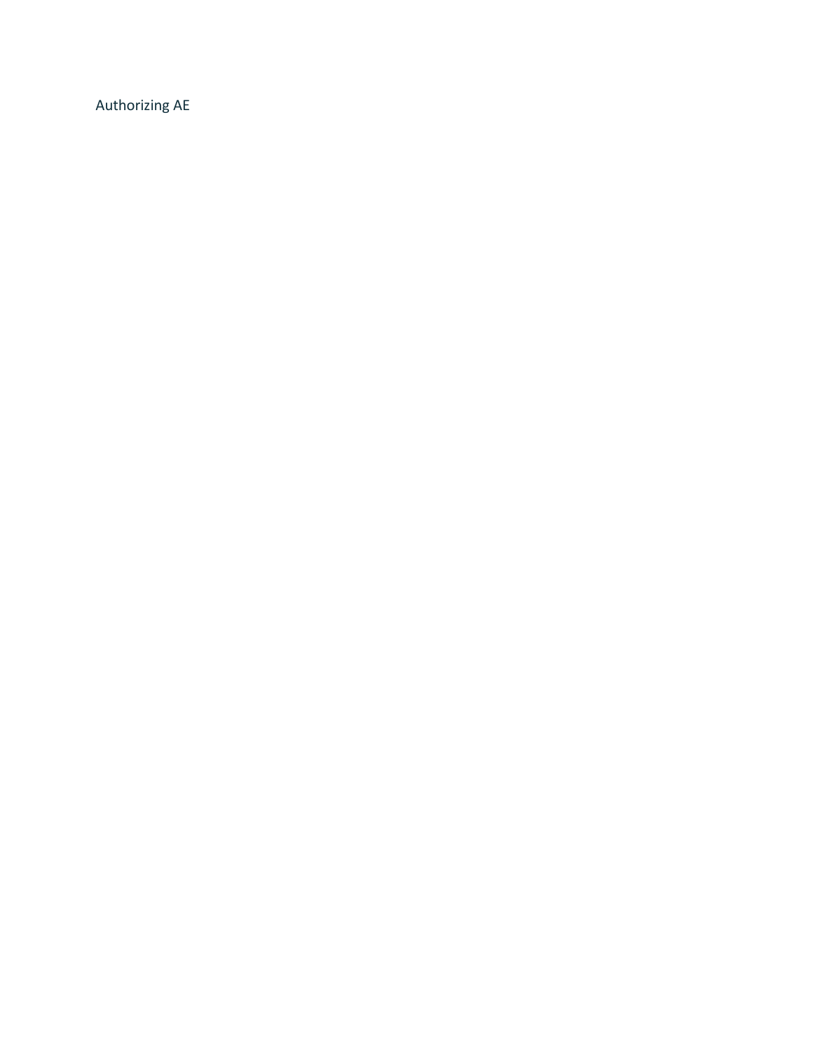Authorizing AE